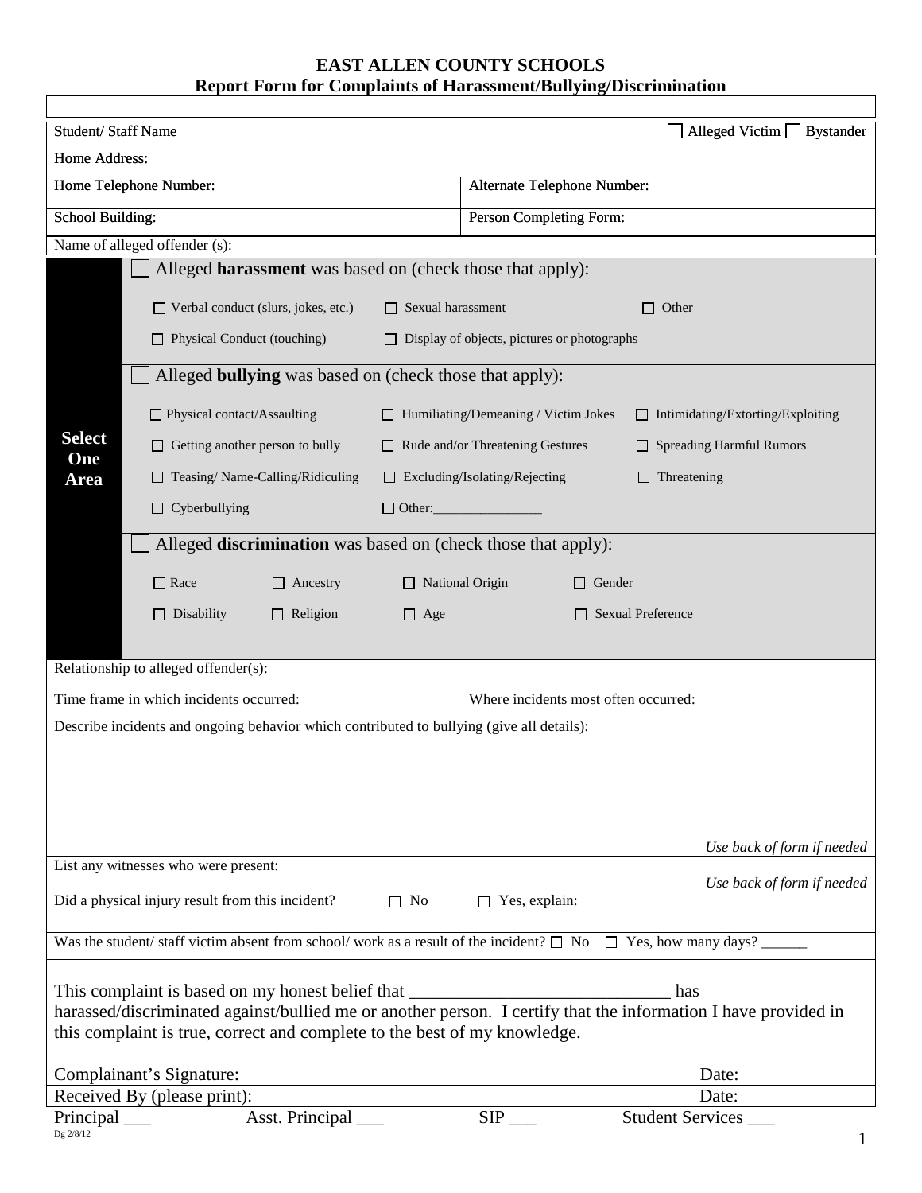# EAST ALLEN COUNTY SCHOOLS

## Report Form for Complaints of Harassment/Bullying/Discrimination

Student/ Staff Name ☐ Alleged Victim ☐ Bystander

Home Address:

| Home Telephone Number: | Alternate Telephone Number: |
|---|---|
| School Building: | Person Completing Form: |

Name of alleged offender (s):

**Select One Area**

☐ Alleged **harassment** was based on (check those that apply):

- ☐ Verbal conduct (slurs, jokes, etc.)
- ☐ Sexual harassment
- ☐ Other
- ☐ Physical Conduct (touching)
- ☐ Display of objects, pictures or photographs

☐ Alleged **bullying** was based on (check those that apply):

- ☐ Physical contact/Assaulting
- ☐ Humiliating/Demeaning / Victim Jokes
- ☐ Intimidating/Extorting/Exploiting
- ☐ Getting another person to bully
- ☐ Rude and/or Threatening Gestures
- ☐ Spreading Harmful Rumors
- ☐ Teasing/ Name-Calling/Ridiculing
- ☐ Excluding/Isolating/Rejecting
- ☐ Threatening
- ☐ Cyberbullying
- ☐ Other:_______________

☐ Alleged **discrimination** was based on (check those that apply):

- ☐ Race
- ☐ Ancestry
- ☐ National Origin
- ☐ Gender
- ☐ Disability
- ☐ Religion
- ☐ Age
- ☐ Sexual Preference

Relationship to alleged offender(s):

Time frame in which incidents occurred: Where incidents most often occurred:

Describe incidents and ongoing behavior which contributed to bullying (give all details):

*Use back of form if needed*

List any witnesses who were present:

*Use back of form if needed*

Did a physical injury result from this incident? ☐ No ☐ Yes, explain:

Was the student/ staff victim absent from school/ work as a result of the incident? ☐ No ☐ Yes, how many days? ______

This complaint is based on my honest belief that ____________________________ has harassed/discriminated against/bullied me or another person. I certify that the information I have provided in this complaint is true, correct and complete to the best of my knowledge.

Complainant's Signature: Date:

Received By (please print): Date:

Principal ___ Asst. Principal ___ SIP ___ Student Services ___

Dg 2/8/12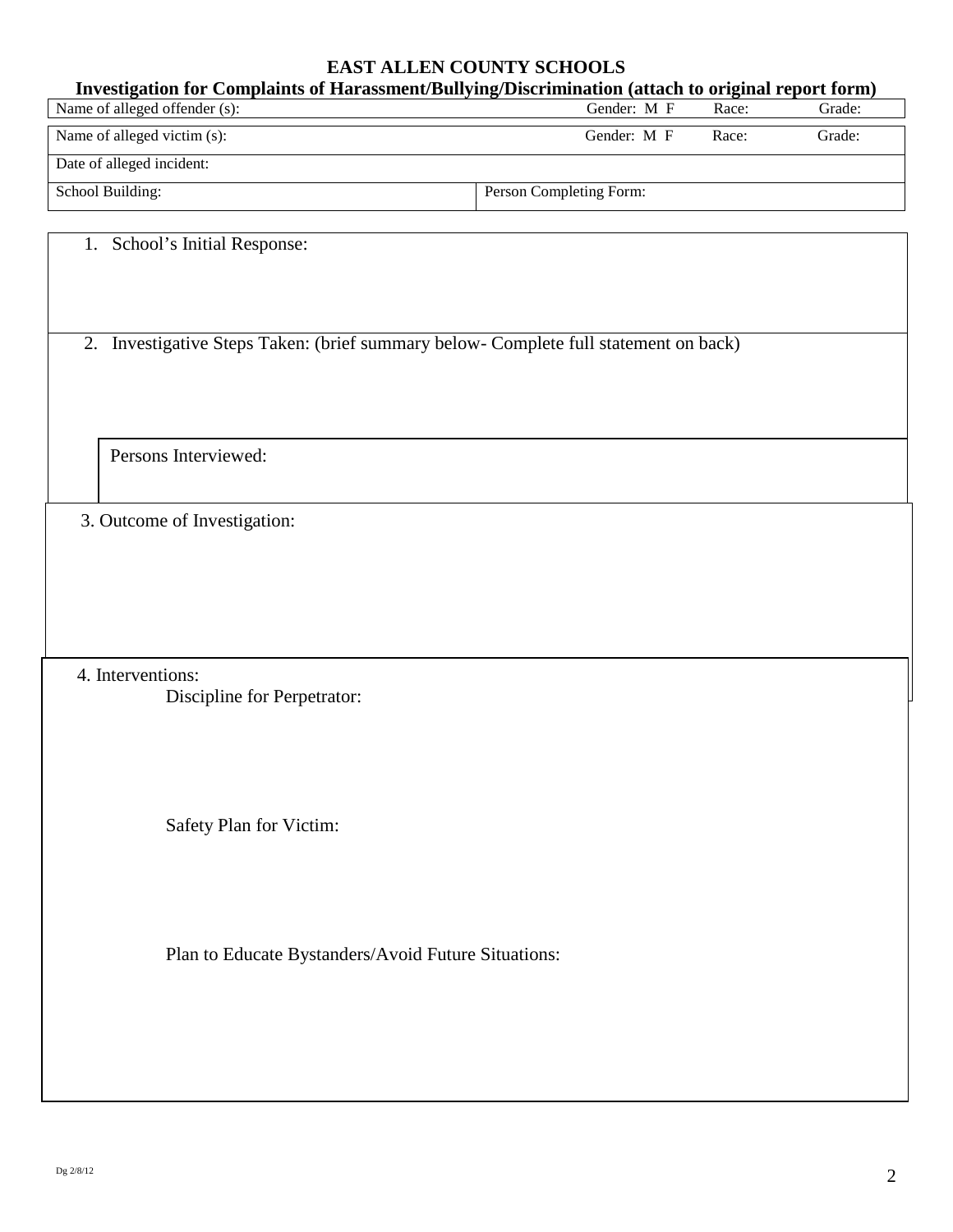# EAST ALLEN COUNTY SCHOOLS

## Investigation for Complaints of Harassment/Bullying/Discrimination (attach to original report form)

| Name of alleged offender (s): | Gender: M F | Race: | Grade: |
|---|---|---|---|
| Name of alleged victim (s): | Gender: M F | Race: | Grade: |
| Date of alleged incident: | | | |
| School Building: | Person Completing Form: | | |

1. School's Initial Response:

2. Investigative Steps Taken: (brief summary below- Complete full statement on back)

   Persons Interviewed:

3. Outcome of Investigation:

4. Interventions:

   Discipline for Perpetrator:

   Safety Plan for Victim:

   Plan to Educate Bystanders/Avoid Future Situations:

Dg 2/8/12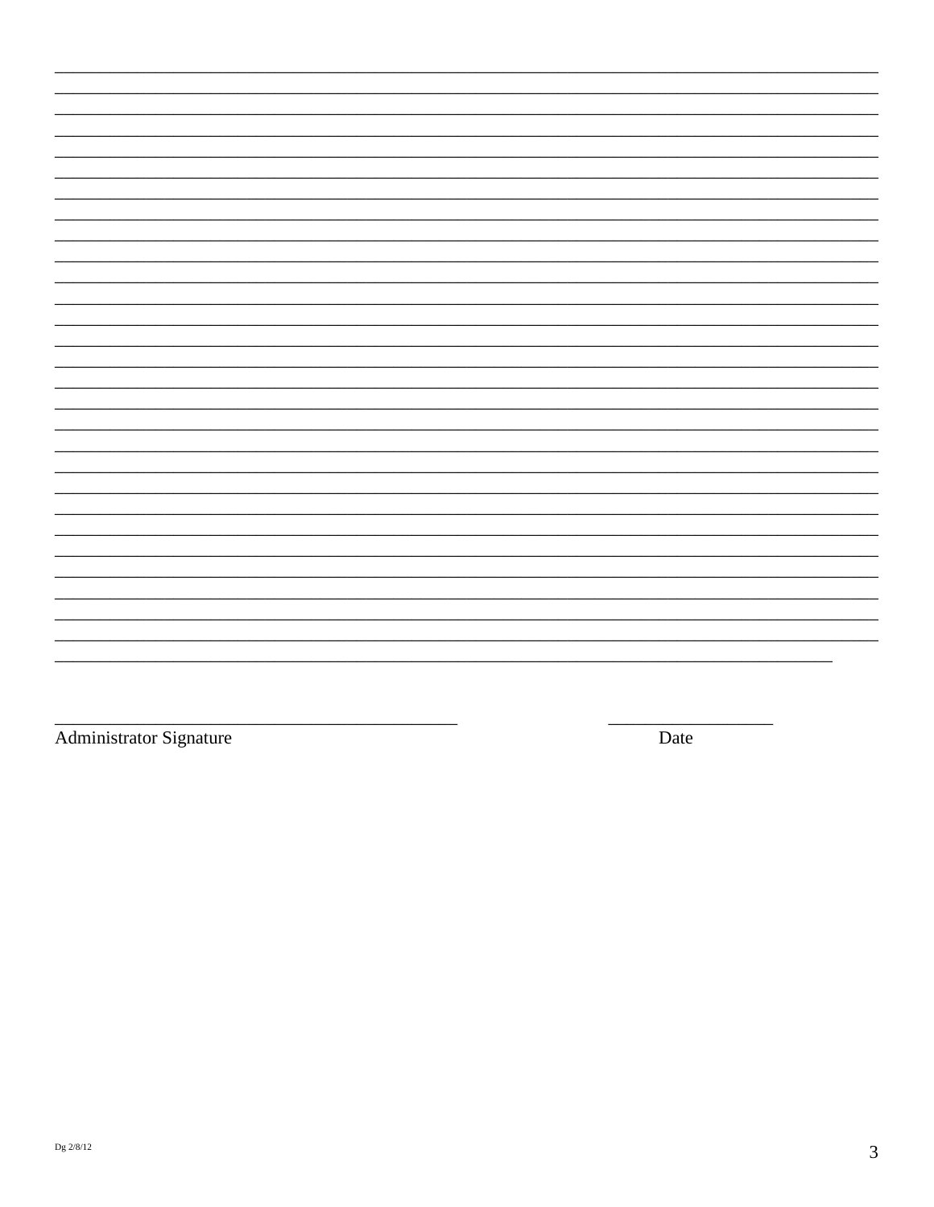\_\_\_\_\_\_\_\_\_\_\_\_\_\_\_\_\_\_\_\_\_\_\_\_\_\_\_\_\_\_\_\_\_\_\_\_\_\_\_\_\_\_\_\_\_\_\_\_\_\_\_\_\_\_\_\_\_\_\_\_\_\_\_\_\_\_\_\_\_\_\_\_\_\_\_\_\_\_\_\_\_\_\_\_\_\_\_\_\_\_

\_\_\_\_\_\_\_\_\_\_\_\_\_\_\_\_\_\_\_\_\_\_\_\_\_\_\_\_\_\_\_\_\_\_\_\_\_\_\_\_\_\_\_\_\_\_\_\_\_\_\_\_\_\_\_\_\_\_\_\_\_\_\_\_\_\_\_\_\_\_\_\_\_\_\_\_\_\_\_\_\_\_\_\_\_\_\_\_\_\_

\_\_\_\_\_\_\_\_\_\_\_\_\_\_\_\_\_\_\_\_\_\_\_\_\_\_\_\_\_\_\_\_\_\_\_\_\_\_\_\_\_\_\_\_\_\_\_\_\_\_\_\_\_\_\_\_\_\_\_\_\_\_\_\_\_\_\_\_\_\_\_\_\_\_\_\_\_\_\_\_\_\_\_\_\_\_\_\_\_\_

\_\_\_\_\_\_\_\_\_\_\_\_\_\_\_\_\_\_\_\_\_\_\_\_\_\_\_\_\_\_\_\_\_\_\_\_\_\_\_\_\_\_\_\_\_\_\_\_\_\_\_\_\_\_\_\_\_\_\_\_\_\_\_\_\_\_\_\_\_\_\_\_\_\_\_\_\_\_\_\_\_\_\_\_\_\_\_\_\_\_

\_\_\_\_\_\_\_\_\_\_\_\_\_\_\_\_\_\_\_\_\_\_\_\_\_\_\_\_\_\_\_\_\_\_\_\_\_\_\_\_\_\_\_\_\_\_\_\_\_\_\_\_\_\_\_\_\_\_\_\_\_\_\_\_\_\_\_\_\_\_\_\_\_\_\_\_\_\_\_\_\_\_\_\_\_\_\_\_\_\_

\_\_\_\_\_\_\_\_\_\_\_\_\_\_\_\_\_\_\_\_\_\_\_\_\_\_\_\_\_\_\_\_\_\_\_\_\_\_\_\_\_\_\_\_\_\_\_\_\_\_\_\_\_\_\_\_\_\_\_\_\_\_\_\_\_\_\_\_\_\_\_\_\_\_\_\_\_\_\_\_\_\_\_\_\_\_\_\_\_\_

\_\_\_\_\_\_\_\_\_\_\_\_\_\_\_\_\_\_\_\_\_\_\_\_\_\_\_\_\_\_\_\_\_\_\_\_\_\_\_\_\_\_\_\_\_\_\_\_\_\_\_\_\_\_\_\_\_\_\_\_\_\_\_\_\_\_\_\_\_\_\_\_\_\_\_\_\_\_\_\_\_\_\_\_\_\_\_\_\_\_

\_\_\_\_\_\_\_\_\_\_\_\_\_\_\_\_\_\_\_\_\_\_\_\_\_\_\_\_\_\_\_\_\_\_\_\_\_\_\_\_\_\_\_\_\_\_\_\_\_\_\_\_\_\_\_\_\_\_\_\_\_\_\_\_\_\_\_\_\_\_\_\_\_\_\_\_\_\_\_\_\_\_\_\_\_\_\_\_\_\_

\_\_\_\_\_\_\_\_\_\_\_\_\_\_\_\_\_\_\_\_\_\_\_\_\_\_\_\_\_\_\_\_\_\_\_\_\_\_\_\_\_\_\_\_\_\_\_\_\_\_\_\_\_\_\_\_\_\_\_\_\_\_\_\_\_\_\_\_\_\_\_\_\_\_\_\_\_\_\_\_\_\_\_\_\_\_\_\_\_\_

\_\_\_\_\_\_\_\_\_\_\_\_\_\_\_\_\_\_\_\_\_\_\_\_\_\_\_\_\_\_\_\_\_\_\_\_\_\_\_\_\_\_\_\_\_\_\_\_\_\_\_\_\_\_\_\_\_\_\_\_\_\_\_\_\_\_\_\_\_\_\_\_\_\_\_\_\_\_\_\_\_\_\_\_\_\_\_\_\_\_

\_\_\_\_\_\_\_\_\_\_\_\_\_\_\_\_\_\_\_\_\_\_\_\_\_\_\_\_\_\_\_\_\_\_\_\_\_\_\_\_\_\_\_\_\_\_\_\_\_\_\_\_\_\_\_\_\_\_\_\_\_\_\_\_\_\_\_\_\_\_\_\_\_\_\_\_\_\_\_\_\_\_\_\_\_\_\_\_\_\_

\_\_\_\_\_\_\_\_\_\_\_\_\_\_\_\_\_\_\_\_\_\_\_\_\_\_\_\_\_\_\_\_\_\_\_\_\_\_\_\_\_\_\_\_\_\_\_\_\_\_\_\_\_\_\_\_\_\_\_\_\_\_\_\_\_\_\_\_\_\_\_\_\_\_\_\_\_\_\_\_\_\_\_\_\_\_\_\_\_\_

\_\_\_\_\_\_\_\_\_\_\_\_\_\_\_\_\_\_\_\_\_\_\_\_\_\_\_\_\_\_\_\_\_\_\_\_\_\_\_\_\_\_\_\_\_\_\_\_\_\_\_\_\_\_\_\_\_\_\_\_\_\_\_\_\_\_\_\_\_\_\_\_\_\_\_\_\_\_\_\_\_\_\_\_\_\_\_\_\_\_

\_\_\_\_\_\_\_\_\_\_\_\_\_\_\_\_\_\_\_\_\_\_\_\_\_\_\_\_\_\_\_\_\_\_\_\_\_\_\_\_\_\_\_\_\_\_\_\_\_\_\_\_\_\_\_\_\_\_\_\_\_\_\_\_\_\_\_\_\_\_\_\_\_\_\_\_\_\_\_\_\_\_\_\_\_\_\_\_\_\_

\_\_\_\_\_\_\_\_\_\_\_\_\_\_\_\_\_\_\_\_\_\_\_\_\_\_\_\_\_\_\_\_\_\_\_\_\_\_\_\_\_\_\_\_\_\_\_\_\_\_\_\_\_\_\_\_\_\_\_\_\_\_\_\_\_\_\_\_\_\_\_\_\_\_\_\_\_\_\_\_\_\_\_\_\_\_\_\_\_\_

\_\_\_\_\_\_\_\_\_\_\_\_\_\_\_\_\_\_\_\_\_\_\_\_\_\_\_\_\_\_\_\_\_\_\_\_\_\_\_\_\_\_\_\_\_\_\_\_\_\_\_\_\_\_\_\_\_\_\_\_\_\_\_\_\_\_\_\_\_\_\_\_\_\_\_\_\_\_\_\_\_\_\_\_\_\_\_\_\_\_

\_\_\_\_\_\_\_\_\_\_\_\_\_\_\_\_\_\_\_\_\_\_\_\_\_\_\_\_\_\_\_\_\_\_\_\_\_\_\_\_\_\_\_\_\_\_\_\_\_\_\_\_\_\_\_\_\_\_\_\_\_\_\_\_\_\_\_\_\_\_\_\_\_\_\_\_\_\_\_\_\_\_\_\_\_\_\_\_\_\_

\_\_\_\_\_\_\_\_\_\_\_\_\_\_\_\_\_\_\_\_\_\_\_\_\_\_\_\_\_\_\_\_\_\_\_\_\_\_\_\_\_\_\_\_\_\_\_\_\_\_\_\_\_\_\_\_\_\_\_\_\_\_\_\_\_\_\_\_\_\_\_\_\_\_\_\_\_\_\_\_\_\_\_\_\_\_\_\_\_\_

\_\_\_\_\_\_\_\_\_\_\_\_\_\_\_\_\_\_\_\_\_\_\_\_\_\_\_\_\_\_\_\_\_\_\_\_\_\_\_\_\_\_\_\_\_\_\_\_\_\_\_\_\_\_\_\_\_\_\_\_\_\_\_\_\_\_\_\_\_\_\_\_\_\_\_\_\_\_\_\_\_\_\_\_\_\_\_\_\_\_

\_\_\_\_\_\_\_\_\_\_\_\_\_\_\_\_\_\_\_\_\_\_\_\_\_\_\_\_\_\_\_\_\_\_\_\_\_\_\_\_\_\_\_\_\_\_\_\_\_\_\_\_\_\_\_\_\_\_\_\_\_\_\_\_\_\_\_\_\_\_\_\_\_\_\_\_\_\_\_\_\_\_\_\_\_\_\_\_\_\_

\_\_\_\_\_\_\_\_\_\_\_\_\_\_\_\_\_\_\_\_\_\_\_\_\_\_\_\_\_\_\_\_\_\_\_\_\_\_\_\_\_\_\_\_\_\_\_\_\_\_\_\_\_\_\_\_\_\_\_\_\_\_\_\_\_\_\_\_\_\_\_\_\_\_\_\_\_\_\_\_\_\_\_\_\_\_\_\_\_\_

\_\_\_\_\_\_\_\_\_\_\_\_\_\_\_\_\_\_\_\_\_\_\_\_\_\_\_\_\_\_\_\_\_\_\_\_\_\_\_\_\_\_\_\_\_\_\_\_\_\_\_\_\_\_\_\_\_\_\_\_\_\_\_\_\_\_\_\_\_\_\_\_\_\_\_\_\_\_\_\_\_\_\_\_\_\_\_\_\_\_

\_\_\_\_\_\_\_\_\_\_\_\_\_\_\_\_\_\_\_\_\_\_\_\_\_\_\_\_\_\_\_\_\_\_\_\_\_\_\_\_\_\_\_\_\_\_\_\_\_\_\_\_\_\_\_\_\_\_\_\_\_\_\_\_\_\_\_\_\_\_\_\_\_\_\_\_\_\_\_\_\_\_\_\_\_\_\_\_\_\_

\_\_\_\_\_\_\_\_\_\_\_\_\_\_\_\_\_\_\_\_\_\_\_\_\_\_\_\_\_\_\_\_\_\_\_\_\_\_\_\_\_\_\_\_\_\_\_\_\_\_\_\_\_\_\_\_\_\_\_\_\_\_\_\_\_\_\_\_\_\_\_\_\_\_\_\_\_\_\_\_\_\_\_\_\_\_\_\_\_\_

\_\_\_\_\_\_\_\_\_\_\_\_\_\_\_\_\_\_\_\_\_\_\_\_\_\_\_\_\_\_\_\_\_\_\_\_\_\_\_\_\_\_\_\_\_\_\_\_\_\_\_\_\_\_\_\_\_\_\_\_\_\_\_\_\_\_\_\_\_\_\_\_\_\_\_\_\_\_\_\_\_\_\_\_\_\_\_\_\_\_

\_\_\_\_\_\_\_\_\_\_\_\_\_\_\_\_\_\_\_\_\_\_\_\_\_\_\_\_\_\_\_\_\_\_\_\_\_\_\_\_\_\_\_\_\_\_\_\_\_\_\_\_\_\_\_\_\_\_\_\_\_\_\_\_\_\_\_\_\_\_\_\_\_\_\_\_\_\_\_\_\_\_\_\_\_\_\_\_\_\_

\_\_\_\_\_\_\_\_\_\_\_\_\_\_\_\_\_\_\_\_\_\_\_\_\_\_\_\_\_\_\_\_\_\_\_\_\_\_\_\_\_\_\_\_\_\_\_\_\_\_\_\_\_\_\_\_\_\_\_\_\_\_\_\_\_\_\_\_\_\_\_\_\_\_\_\_\_\_\_\_\_\_\_\_\_\_\_\_\_\_

\_\_\_\_\_\_\_\_\_\_\_\_\_\_\_\_\_\_\_\_\_\_\_\_\_\_\_\_\_\_\_\_\_\_\_\_\_\_\_\_\_\_\_\_\_\_\_\_\_\_\_\_\_\_\_\_\_\_\_\_\_\_\_\_\_\_\_\_\_\_\_\_\_\_\_\_\_\_\_\_\_\_\_\_\_\_\_\_\_\_

\_\_\_\_\_\_\_\_\_\_\_\_\_\_\_\_\_\_\_\_\_\_\_\_\_\_\_\_\_\_\_\_\_\_\_\_\_\_\_\_\_\_\_\_\_\_\_\_\_\_\_\_\_\_\_\_\_\_\_\_\_\_\_\_\_\_\_\_\_\_\_\_\_\_\_\_\_\_\_\_\_\_\_\_\_\_\_\_\_\_

\_\_\_\_\_\_\_\_\_\_\_\_\_\_\_\_\_\_\_\_\_\_\_\_\_\_\_\_\_\_\_\_\_\_\_\_\_\_\_\_\_\_\_\_\_\_\_\_\_\_\_\_\_\_\_\_\_\_\_\_\_\_\_\_\_\_\_\_\_\_\_\_\_\_\_\_\_\_\_\_\_\_\_\_\_\_\_\_\_\_

\_\_\_\_\_\_\_\_\_\_\_\_\_\_\_\_\_\_\_\_\_\_\_\_\_\_\_\_\_\_\_\_\_\_\_\_\_\_\_\_\_\_\_\_\_\_\_\_ \_\_\_\_\_\_\_\_\_\_\_\_\_\_\_\_\_\_\_\_

Administrator Signature Date

Dg 2/8/12